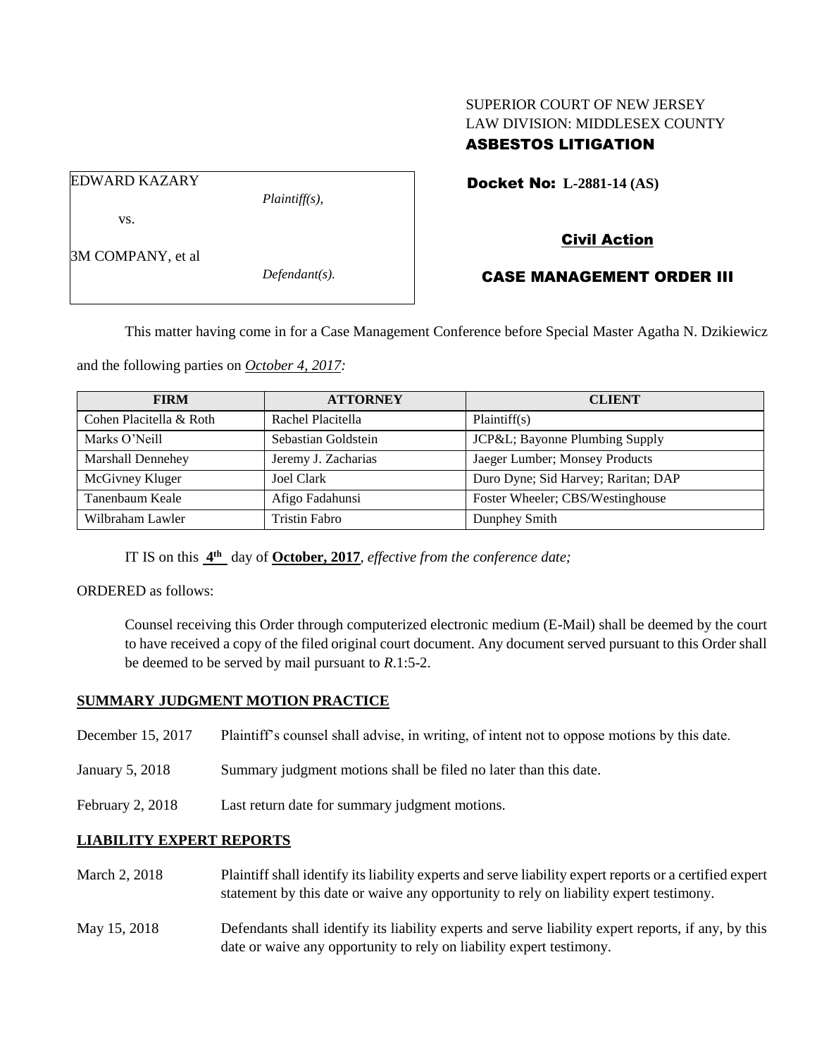SUPERIOR COURT OF NEW JERSEY
LAW DIVISION: MIDDLESEX COUNTY
**ASBESTOS LITIGATION**

EDWARD KAZARY
*Plaintiff(s),*

vs.

3M COMPANY, et al
*Defendant(s).*

**Docket No: L-2881-14 (AS)**

**Civil Action**

**CASE MANAGEMENT ORDER III**

This matter having come in for a Case Management Conference before Special Master Agatha N. Dzikiewicz and the following parties on *October 4, 2017:*

| FIRM | ATTORNEY | CLIENT |
|---|---|---|
| Cohen Placitella & Roth | Rachel Placitella | Plaintiff(s) |
| Marks O'Neill | Sebastian Goldstein | JCP&L; Bayonne Plumbing Supply |
| Marshall Dennehey | Jeremy J. Zacharias | Jaeger Lumber; Monsey Products |
| McGivney Kluger | Joel Clark | Duro Dyne; Sid Harvey; Raritan; DAP |
| Tanenbaum Keale | Afigo Fadahunsi | Foster Wheeler; CBS/Westinghouse |
| Wilbraham Lawler | Tristin Fabro | Dunphey Smith |

IT IS on this **4th** day of **October, 2017**, *effective from the conference date;*

ORDERED as follows:

Counsel receiving this Order through computerized electronic medium (E-Mail) shall be deemed by the court to have received a copy of the filed original court document. Any document served pursuant to this Order shall be deemed to be served by mail pursuant to *R*.1:5-2.

**SUMMARY JUDGMENT MOTION PRACTICE**

December 15, 2017 Plaintiff's counsel shall advise, in writing, of intent not to oppose motions by this date.

January 5, 2018 Summary judgment motions shall be filed no later than this date.

February 2, 2018 Last return date for summary judgment motions.

**LIABILITY EXPERT REPORTS**

March 2, 2018 Plaintiff shall identify its liability experts and serve liability expert reports or a certified expert statement by this date or waive any opportunity to rely on liability expert testimony.

May 15, 2018 Defendants shall identify its liability experts and serve liability expert reports, if any, by this date or waive any opportunity to rely on liability expert testimony.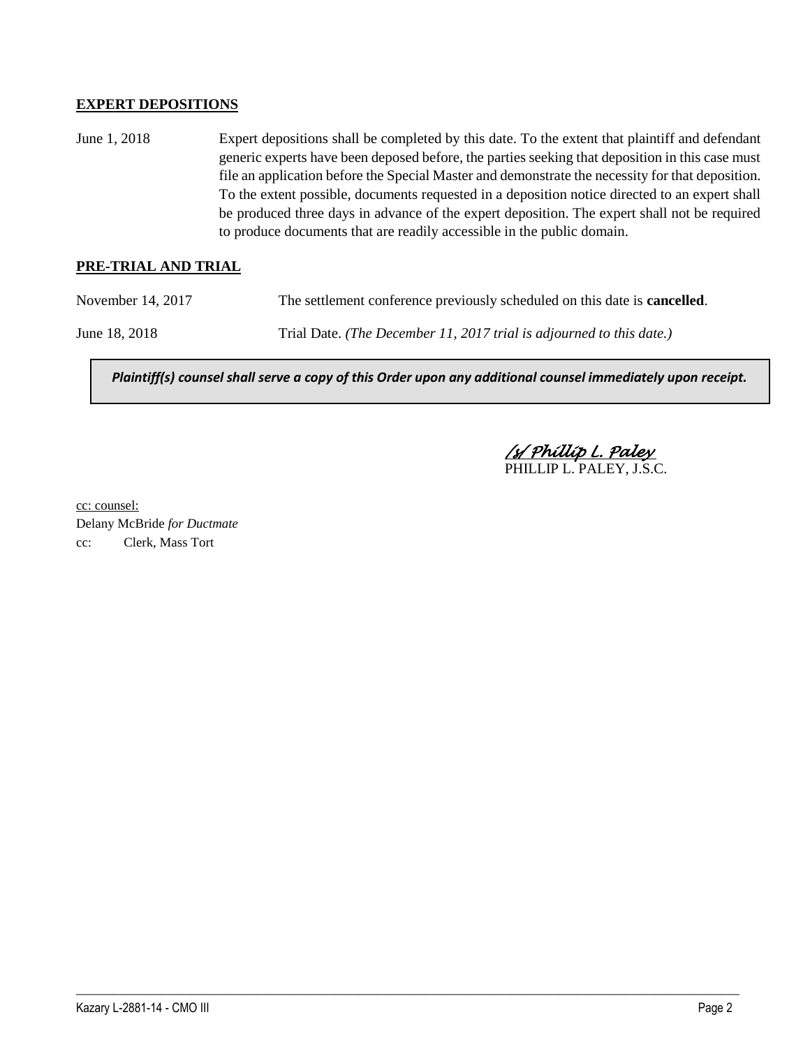**EXPERT DEPOSITIONS**

| | |
|---|---|
| June 1, 2018 | Expert depositions shall be completed by this date. To the extent that plaintiff and defendant generic experts have been deposed before, the parties seeking that deposition in this case must file an application before the Special Master and demonstrate the necessity for that deposition. To the extent possible, documents requested in a deposition notice directed to an expert shall be produced three days in advance of the expert deposition. The expert shall not be required to produce documents that are readily accessible in the public domain. |

**PRE-TRIAL AND TRIAL**

| | |
|---|---|
| November 14, 2017 | The settlement conference previously scheduled on this date is **cancelled**. |
| June 18, 2018 | Trial Date. *(The December 11, 2017 trial is adjourned to this date.)* |

***Plaintiff(s) counsel shall serve a copy of this Order upon any additional counsel immediately upon receipt.***

*/s/ Phillip L. Paley*
PHILLIP L. PALEY, J.S.C.

cc: counsel:
Delany McBride *for Ductmate*
cc: Clerk, Mass Tort